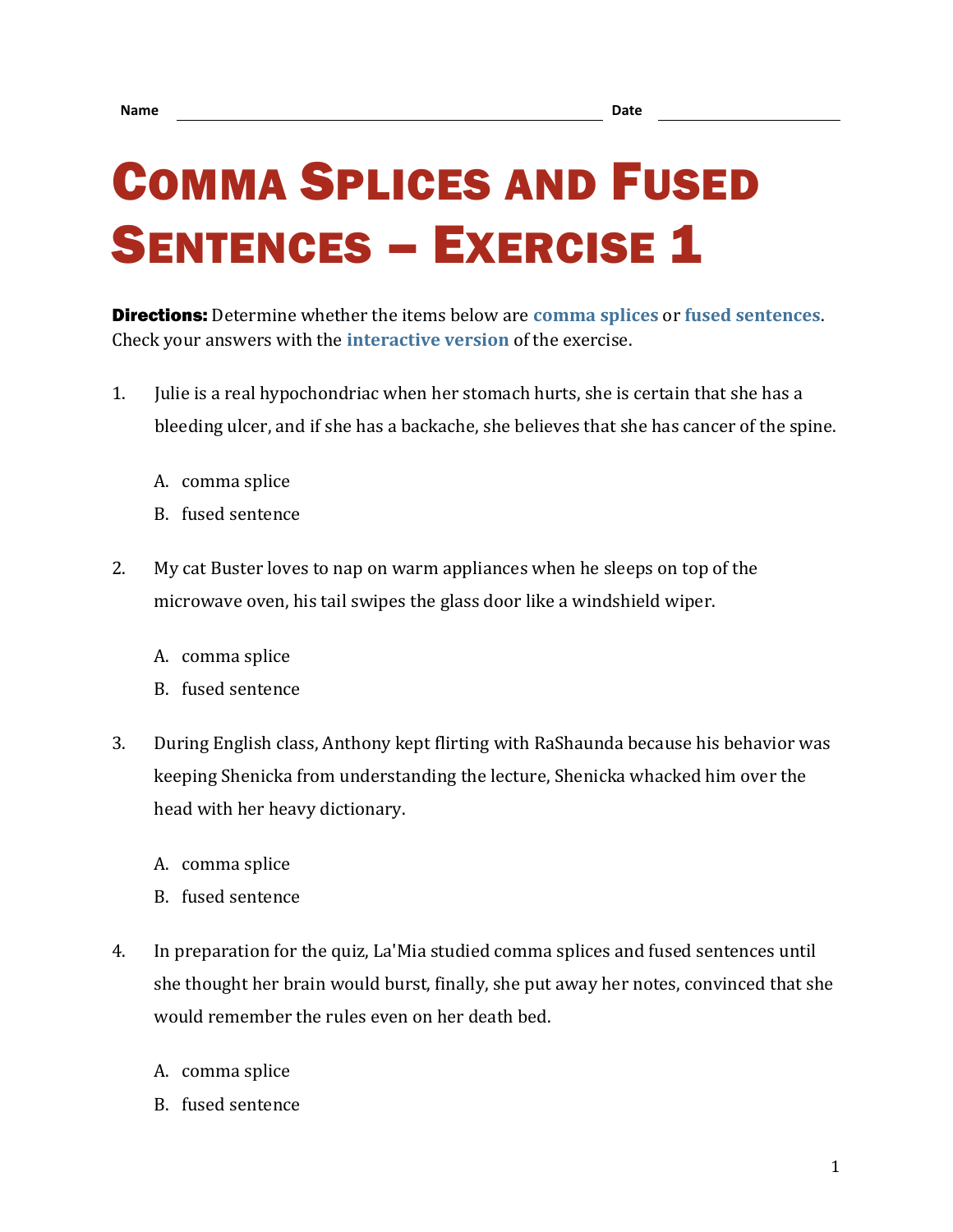Name \_\_\_\_\_\_\_\_\_\_\_\_\_\_\_\_\_\_\_\_\_\_\_\_\_\_\_\_\_\_\_\_\_\_\_\_\_\_\_\_ Date \_\_\_\_\_\_\_\_\_\_\_\_\_\_\_\_\_\_

# Comma Splices and Fused Sentences – Exercise 1

**Directions:** Determine whether the items below are **comma splices** or **fused sentences**. Check your answers with the **interactive version** of the exercise.

1. Julie is a real hypochondriac when her stomach hurts, she is certain that she has a bleeding ulcer, and if she has a backache, she believes that she has cancer of the spine.

   A. comma splice

   B. fused sentence

2. My cat Buster loves to nap on warm appliances when he sleeps on top of the microwave oven, his tail swipes the glass door like a windshield wiper.

   A. comma splice

   B. fused sentence

3. During English class, Anthony kept flirting with RaShaunda because his behavior was keeping Shenicka from understanding the lecture, Shenicka whacked him over the head with her heavy dictionary.

   A. comma splice

   B. fused sentence

4. In preparation for the quiz, La'Mia studied comma splices and fused sentences until she thought her brain would burst, finally, she put away her notes, convinced that she would remember the rules even on her death bed.

   A. comma splice

   B. fused sentence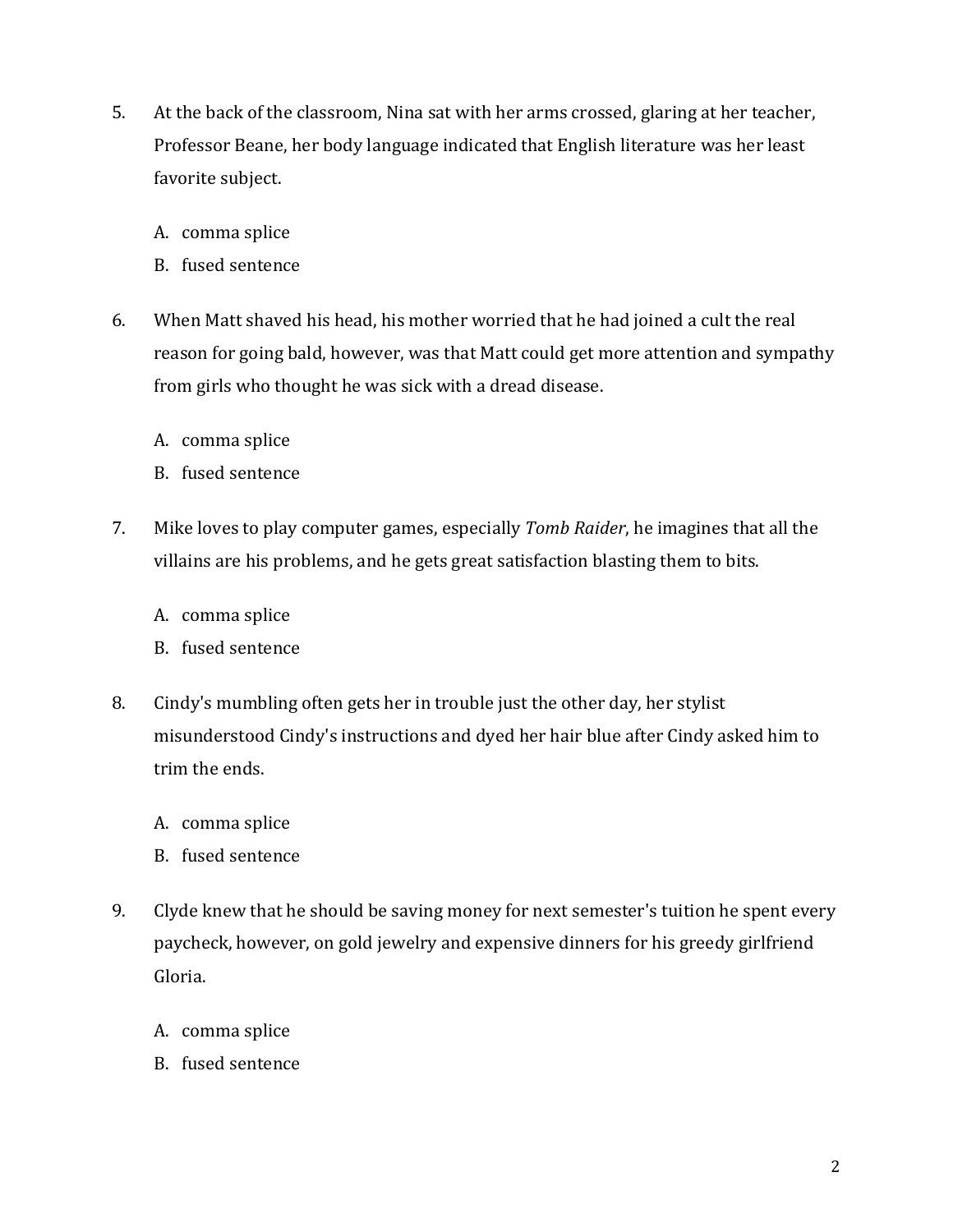5. At the back of the classroom, Nina sat with her arms crossed, glaring at her teacher, Professor Beane, her body language indicated that English literature was her least favorite subject.

   A. comma splice
   B. fused sentence

6. When Matt shaved his head, his mother worried that he had joined a cult the real reason for going bald, however, was that Matt could get more attention and sympathy from girls who thought he was sick with a dread disease.

   A. comma splice
   B. fused sentence

7. Mike loves to play computer games, especially *Tomb Raider*, he imagines that all the villains are his problems, and he gets great satisfaction blasting them to bits.

   A. comma splice
   B. fused sentence

8. Cindy's mumbling often gets her in trouble just the other day, her stylist misunderstood Cindy's instructions and dyed her hair blue after Cindy asked him to trim the ends.

   A. comma splice
   B. fused sentence

9. Clyde knew that he should be saving money for next semester's tuition he spent every paycheck, however, on gold jewelry and expensive dinners for his greedy girlfriend Gloria.

   A. comma splice
   B. fused sentence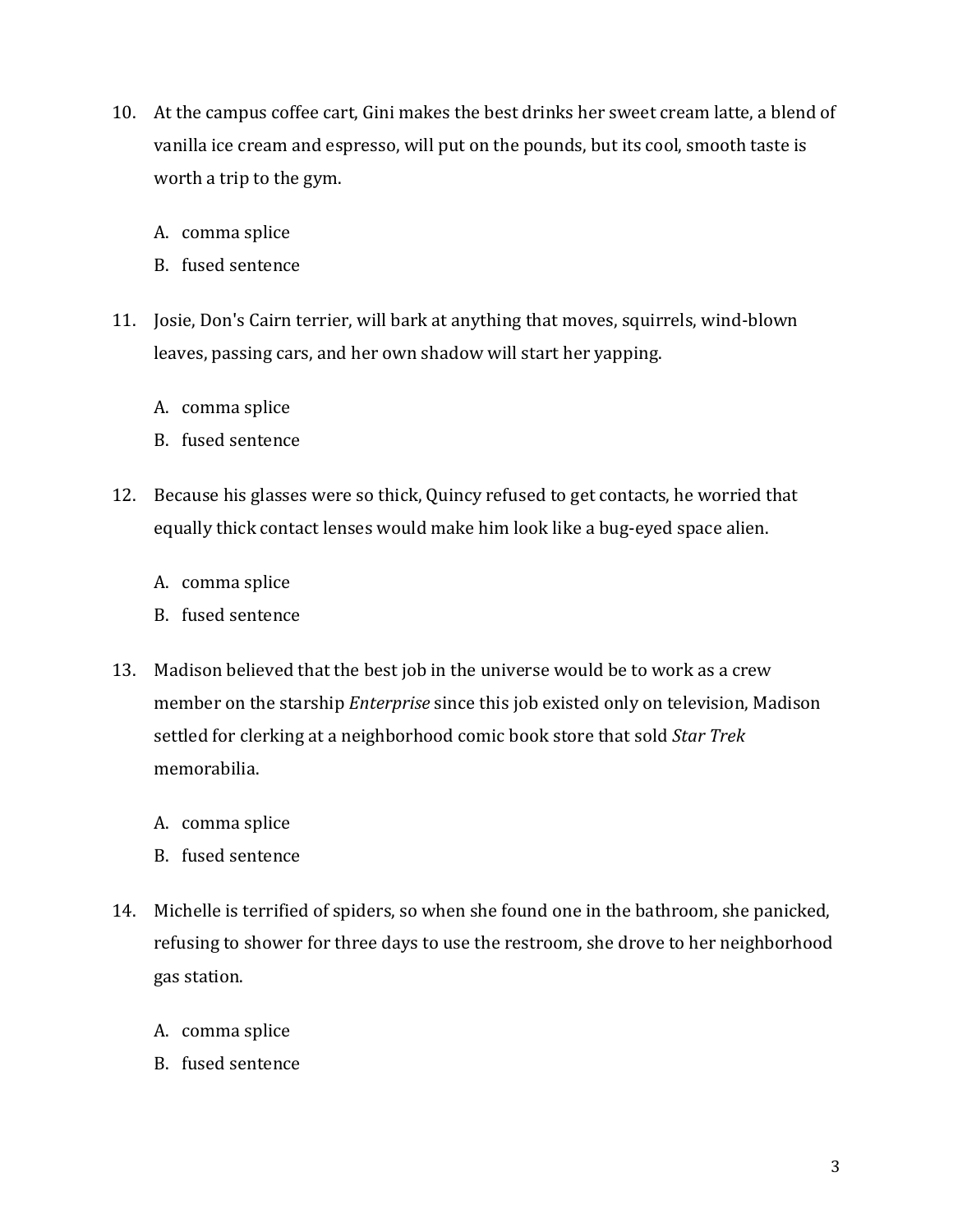10. At the campus coffee cart, Gini makes the best drinks her sweet cream latte, a blend of vanilla ice cream and espresso, will put on the pounds, but its cool, smooth taste is worth a trip to the gym.

    A. comma splice
    B. fused sentence

11. Josie, Don's Cairn terrier, will bark at anything that moves, squirrels, wind-blown leaves, passing cars, and her own shadow will start her yapping.

    A. comma splice
    B. fused sentence

12. Because his glasses were so thick, Quincy refused to get contacts, he worried that equally thick contact lenses would make him look like a bug-eyed space alien.

    A. comma splice
    B. fused sentence

13. Madison believed that the best job in the universe would be to work as a crew member on the starship *Enterprise* since this job existed only on television, Madison settled for clerking at a neighborhood comic book store that sold *Star Trek* memorabilia.

    A. comma splice
    B. fused sentence

14. Michelle is terrified of spiders, so when she found one in the bathroom, she panicked, refusing to shower for three days to use the restroom, she drove to her neighborhood gas station.

    A. comma splice
    B. fused sentence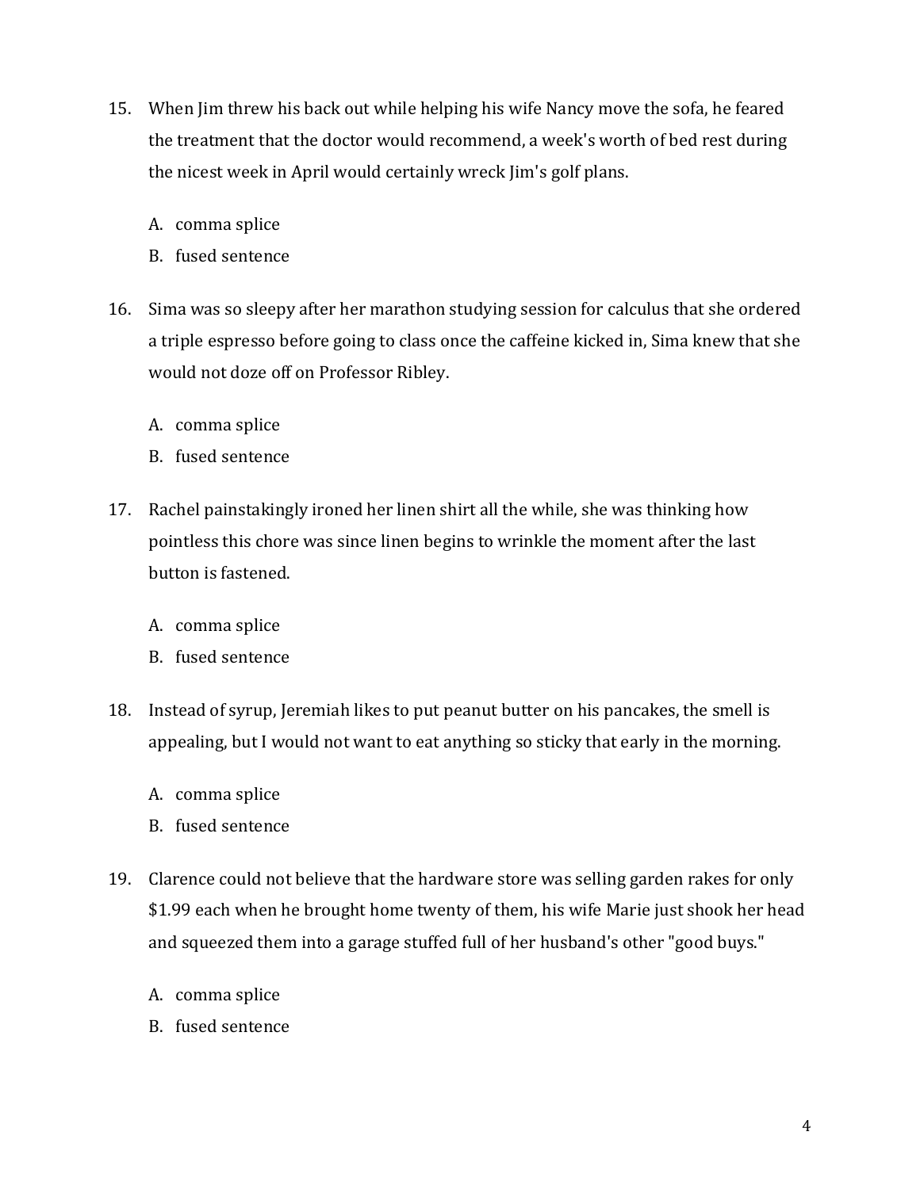15. When Jim threw his back out while helping his wife Nancy move the sofa, he feared the treatment that the doctor would recommend, a week's worth of bed rest during the nicest week in April would certainly wreck Jim's golf plans.

    A. comma splice
    B. fused sentence

16. Sima was so sleepy after her marathon studying session for calculus that she ordered a triple espresso before going to class once the caffeine kicked in, Sima knew that she would not doze off on Professor Ribley.

    A. comma splice
    B. fused sentence

17. Rachel painstakingly ironed her linen shirt all the while, she was thinking how pointless this chore was since linen begins to wrinkle the moment after the last button is fastened.

    A. comma splice
    B. fused sentence

18. Instead of syrup, Jeremiah likes to put peanut butter on his pancakes, the smell is appealing, but I would not want to eat anything so sticky that early in the morning.

    A. comma splice
    B. fused sentence

19. Clarence could not believe that the hardware store was selling garden rakes for only $1.99 each when he brought home twenty of them, his wife Marie just shook her head and squeezed them into a garage stuffed full of her husband's other "good buys."

    A. comma splice
    B. fused sentence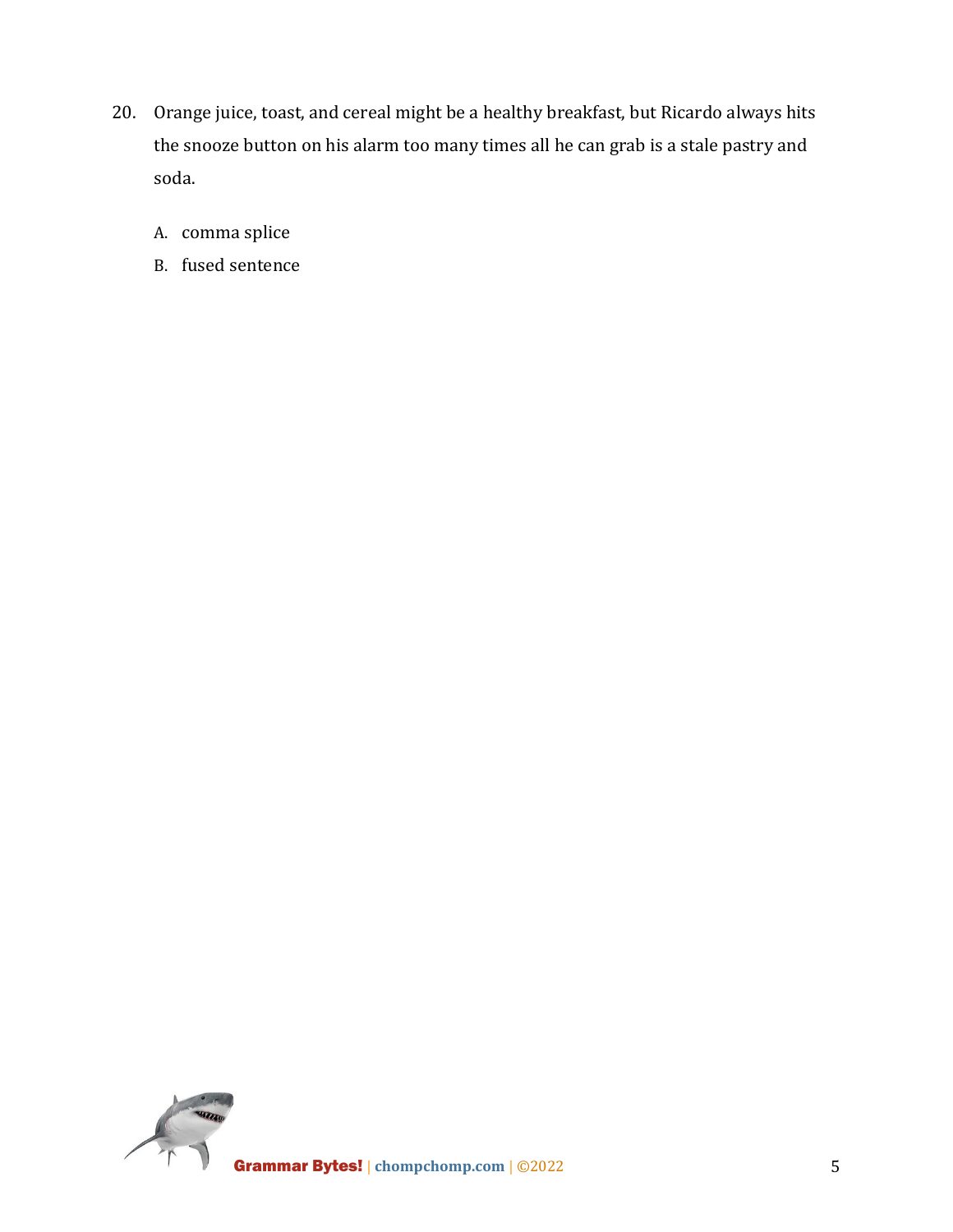20. Orange juice, toast, and cereal might be a healthy breakfast, but Ricardo always hits the snooze button on his alarm too many times all he can grab is a stale pastry and soda.

    A. comma splice

    B. fused sentence